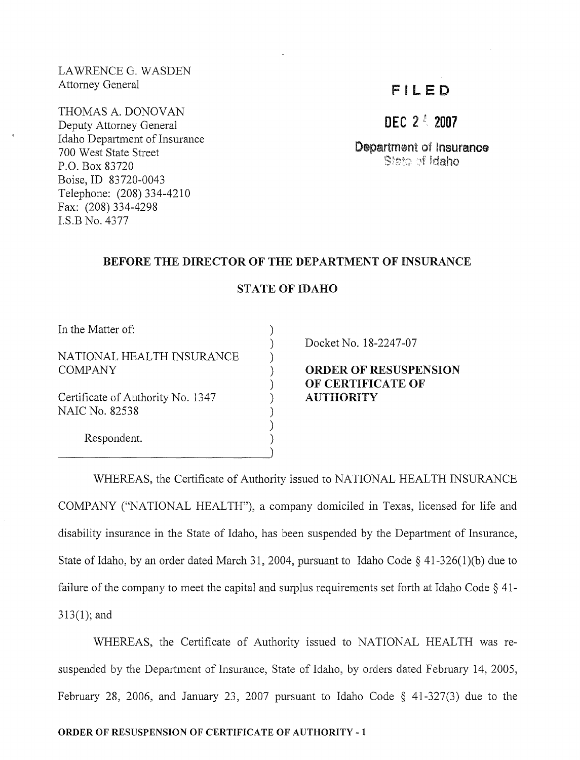LAWRENCE G. WASDEN
Attorney General

THOMAS A. DONOVAN
Deputy Attorney General
Idaho Department of Insurance
700 West State Street
P.O. Box 83720
Boise, ID 83720-0043
Telephone: (208) 334-4210
Fax: (208) 334-4298
I.S.B No. 4377

**FILED**

**DEC 2 4 2007**

**Department of Insurance**
State of Idaho

## BEFORE THE DIRECTOR OF THE DEPARTMENT OF INSURANCE

## STATE OF IDAHO

In the Matter of:

NATIONAL HEALTH INSURANCE COMPANY

Certificate of Authority No. 1347
NAIC No. 82538

Respondent.

Docket No. 18-2247-07

**ORDER OF RESUSPENSION OF CERTIFICATE OF AUTHORITY**

WHEREAS, the Certificate of Authority issued to NATIONAL HEALTH INSURANCE COMPANY ("NATIONAL HEALTH"), a company domiciled in Texas, licensed for life and disability insurance in the State of Idaho, has been suspended by the Department of Insurance, State of Idaho, by an order dated March 31, 2004, pursuant to Idaho Code § 41-326(1)(b) due to failure of the company to meet the capital and surplus requirements set forth at Idaho Code § 41-313(1); and

WHEREAS, the Certificate of Authority issued to NATIONAL HEALTH was re-suspended by the Department of Insurance, State of Idaho, by orders dated February 14, 2005, February 28, 2006, and January 23, 2007 pursuant to Idaho Code § 41-327(3) due to the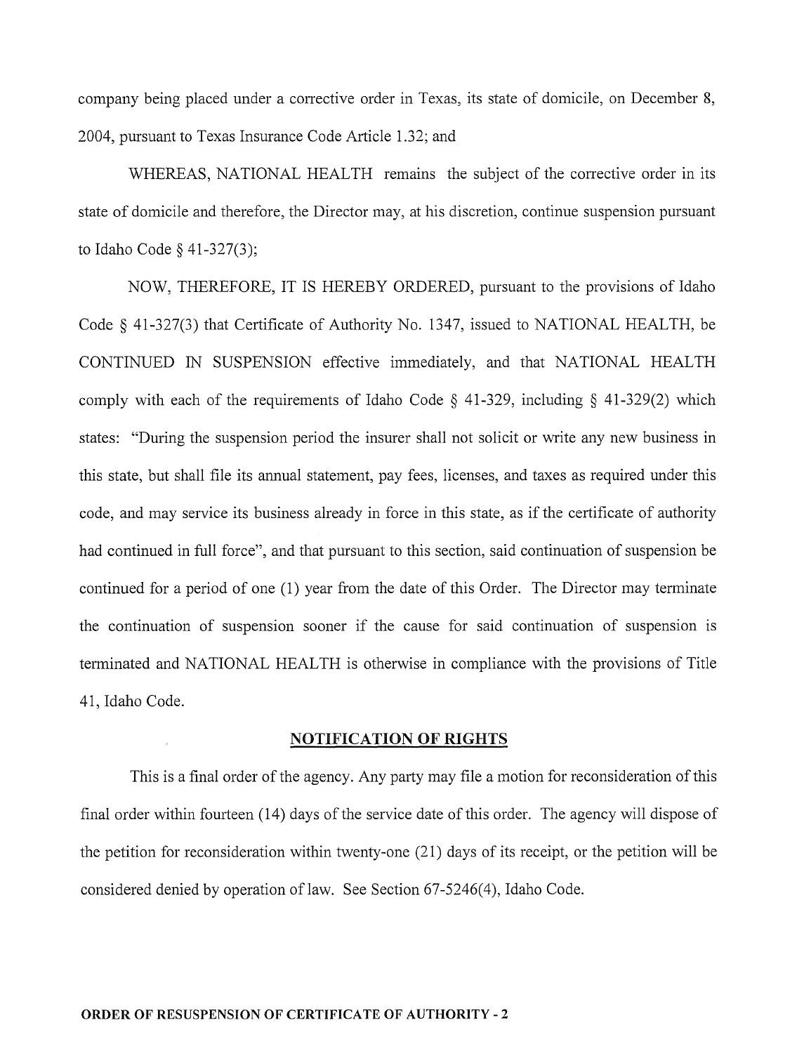company being placed under a corrective order in Texas, its state of domicile, on December 8, 2004, pursuant to Texas Insurance Code Article 1.32; and

WHEREAS, NATIONAL HEALTH remains the subject of the corrective order in its state of domicile and therefore, the Director may, at his discretion, continue suspension pursuant to Idaho Code § 41-327(3);

NOW, THEREFORE, IT IS HEREBY ORDERED, pursuant to the provisions of Idaho Code § 41-327(3) that Certificate of Authority No. 1347, issued to NATIONAL HEALTH, be CONTINUED IN SUSPENSION effective immediately, and that NATIONAL HEALTH comply with each of the requirements of Idaho Code § 41-329, including § 41-329(2) which states: "During the suspension period the insurer shall not solicit or write any new business in this state, but shall file its annual statement, pay fees, licenses, and taxes as required under this code, and may service its business already in force in this state, as if the certificate of authority had continued in full force", and that pursuant to this section, said continuation of suspension be continued for a period of one (1) year from the date of this Order. The Director may terminate the continuation of suspension sooner if the cause for said continuation of suspension is terminated and NATIONAL HEALTH is otherwise in compliance with the provisions of Title 41, Idaho Code.

## NOTIFICATION OF RIGHTS

This is a final order of the agency. Any party may file a motion for reconsideration of this final order within fourteen (14) days of the service date of this order. The agency will dispose of the petition for reconsideration within twenty-one (21) days of its receipt, or the petition will be considered denied by operation of law. See Section 67-5246(4), Idaho Code.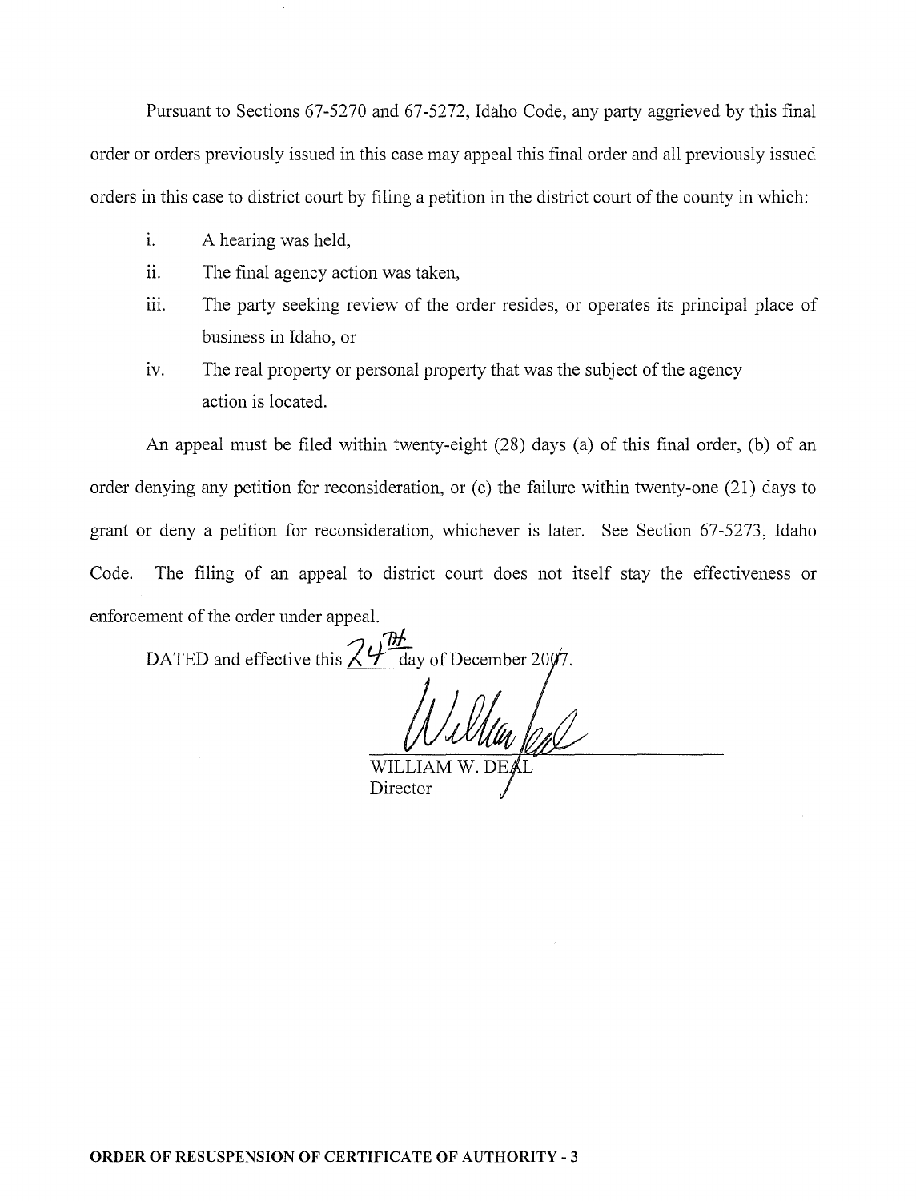Pursuant to Sections 67-5270 and 67-5272, Idaho Code, any party aggrieved by this final order or orders previously issued in this case may appeal this final order and all previously issued orders in this case to district court by filing a petition in the district court of the county in which:

i. A hearing was held,

ii. The final agency action was taken,

iii. The party seeking review of the order resides, or operates its principal place of business in Idaho, or

iv. The real property or personal property that was the subject of the agency action is located.

An appeal must be filed within twenty-eight (28) days (a) of this final order, (b) of an order denying any petition for reconsideration, or (c) the failure within twenty-one (21) days to grant or deny a petition for reconsideration, whichever is later. See Section 67-5273, Idaho Code. The filing of an appeal to district court does not itself stay the effectiveness or enforcement of the order under appeal.

DATED and effective this 24th day of December 2007.

WILLIAM W. DEAL
Director

**ORDER OF RESUSPENSION OF CERTIFICATE OF AUTHORITY - 3**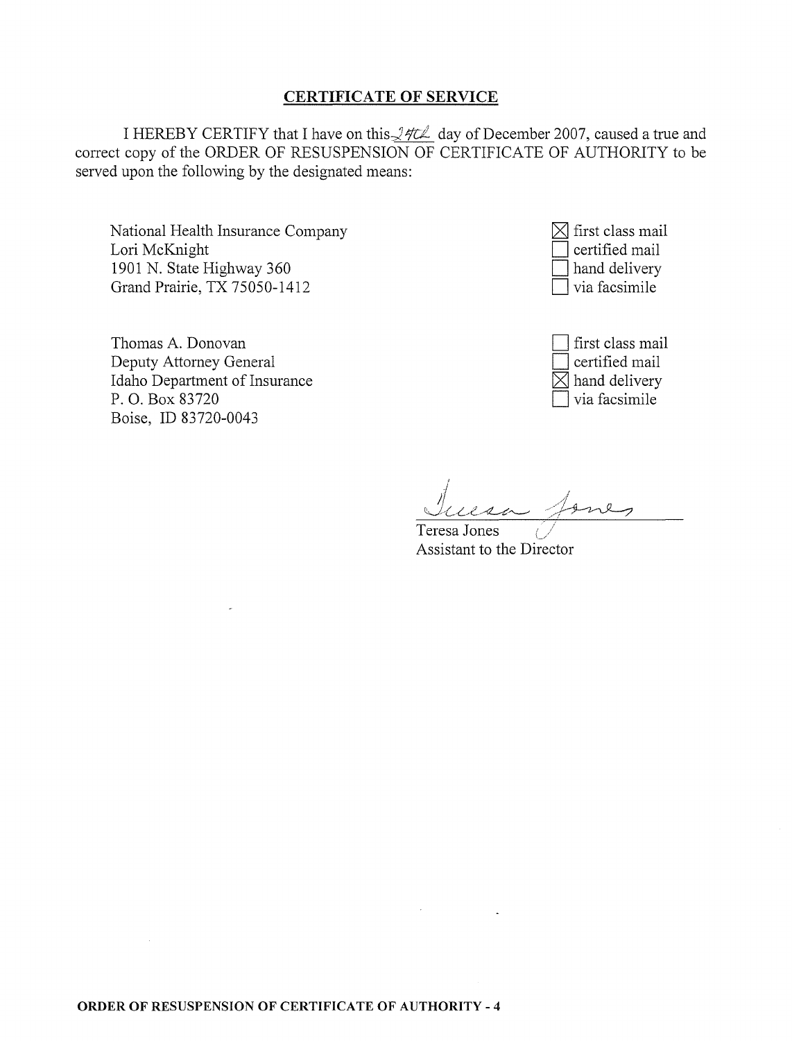## CERTIFICATE OF SERVICE

I HEREBY CERTIFY that I have on this 24th day of December 2007, caused a true and correct copy of the ORDER OF RESUSPENSION OF CERTIFICATE OF AUTHORITY to be served upon the following by the designated means:

| | |
|---|---|
| National Health Insurance Company<br>Lori McKnight<br>1901 N. State Highway 360<br>Grand Prairie, TX 75050-1412 | ☒ first class mail<br>☐ certified mail<br>☐ hand delivery<br>☐ via facsimile |
| Thomas A. Donovan<br>Deputy Attorney General<br>Idaho Department of Insurance<br>P. O. Box 83720<br>Boise, ID 83720-0043 | ☐ first class mail<br>☐ certified mail<br>☒ hand delivery<br>☐ via facsimile |

Teresa Jones
Teresa Jones
Assistant to the Director

**ORDER OF RESUSPENSION OF CERTIFICATE OF AUTHORITY - 4**